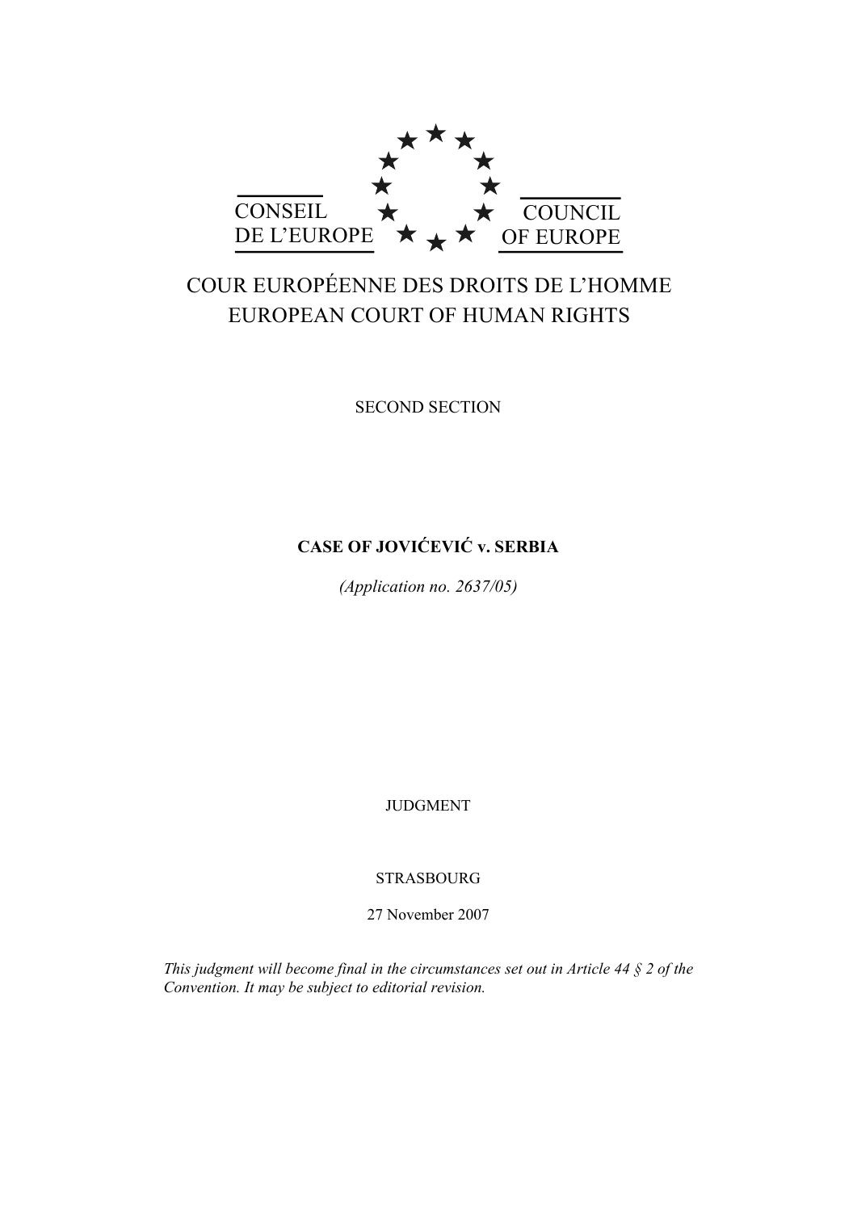CONSEIL DE L'EUROPE

COUNCIL OF EUROPE

COUR EUROPÉENNE DES DROITS DE L'HOMME
EUROPEAN COURT OF HUMAN RIGHTS

SECOND SECTION

**CASE OF JOVIĆEVIĆ v. SERBIA**

*(Application no. 2637/05)*

JUDGMENT

STRASBOURG

27 November 2007

*This judgment will become final in the circumstances set out in Article 44 § 2 of the Convention. It may be subject to editorial revision.*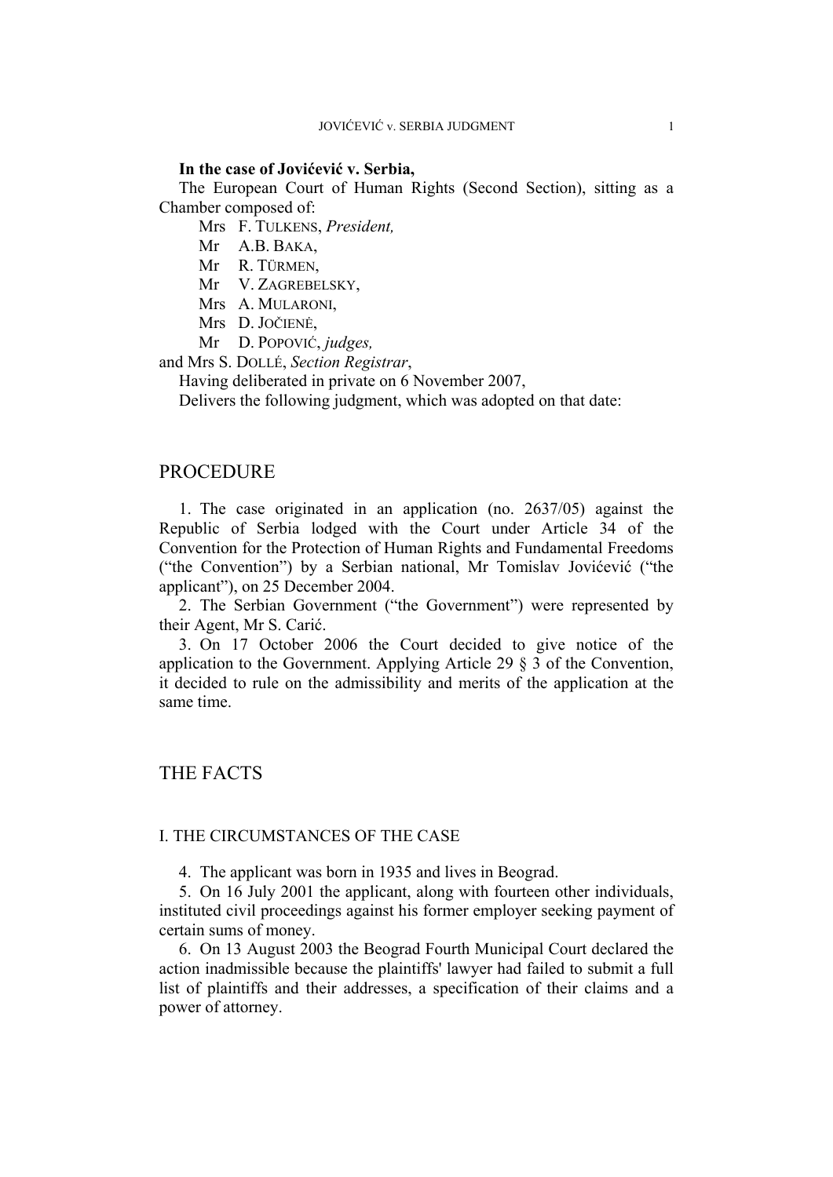**In the case of Jovićević v. Serbia,**

The European Court of Human Rights (Second Section), sitting as a Chamber composed of:

Mrs F. TULKENS, *President,*
Mr A.B. BAKA,
Mr R. TÜRMEN,
Mr V. ZAGREBELSKY,
Mrs A. MULARONI,
Mrs D. JOČIENĖ,
Mr D. POPOVIĆ, *judges,*

and Mrs S. DOLLÉ, *Section Registrar*,

Having deliberated in private on 6 November 2007,

Delivers the following judgment, which was adopted on that date:

# PROCEDURE

1. The case originated in an application (no. 2637/05) against the Republic of Serbia lodged with the Court under Article 34 of the Convention for the Protection of Human Rights and Fundamental Freedoms ("the Convention") by a Serbian national, Mr Tomislav Jovićević ("the applicant"), on 25 December 2004.

2. The Serbian Government ("the Government") were represented by their Agent, Mr S. Carić.

3. On 17 October 2006 the Court decided to give notice of the application to the Government. Applying Article 29 § 3 of the Convention, it decided to rule on the admissibility and merits of the application at the same time.

# THE FACTS

## I. THE CIRCUMSTANCES OF THE CASE

4. The applicant was born in 1935 and lives in Beograd.

5. On 16 July 2001 the applicant, along with fourteen other individuals, instituted civil proceedings against his former employer seeking payment of certain sums of money.

6. On 13 August 2003 the Beograd Fourth Municipal Court declared the action inadmissible because the plaintiffs' lawyer had failed to submit a full list of plaintiffs and their addresses, a specification of their claims and a power of attorney.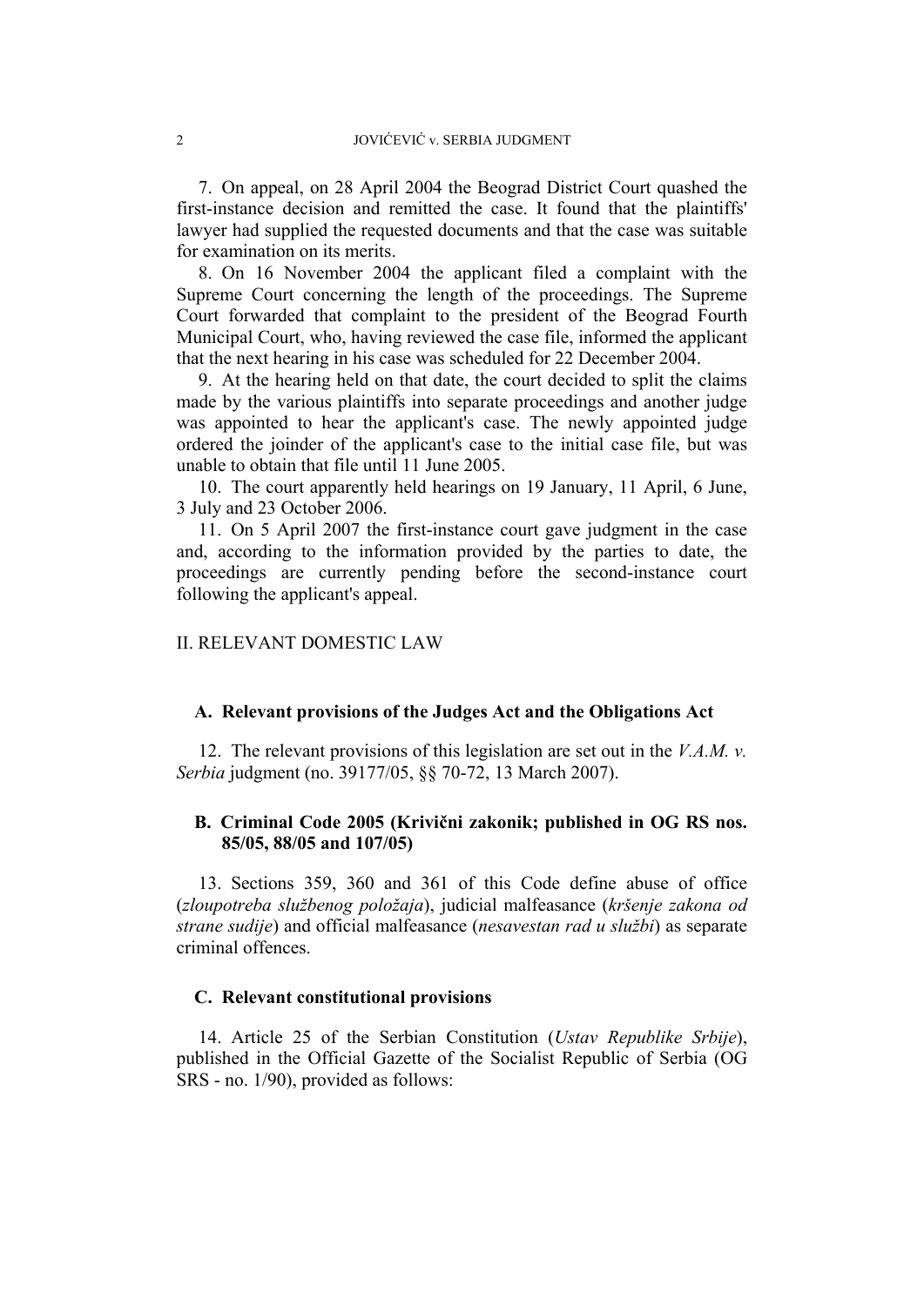7. On appeal, on 28 April 2004 the Beograd District Court quashed the first-instance decision and remitted the case. It found that the plaintiffs' lawyer had supplied the requested documents and that the case was suitable for examination on its merits.

8. On 16 November 2004 the applicant filed a complaint with the Supreme Court concerning the length of the proceedings. The Supreme Court forwarded that complaint to the president of the Beograd Fourth Municipal Court, who, having reviewed the case file, informed the applicant that the next hearing in his case was scheduled for 22 December 2004.

9. At the hearing held on that date, the court decided to split the claims made by the various plaintiffs into separate proceedings and another judge was appointed to hear the applicant's case. The newly appointed judge ordered the joinder of the applicant's case to the initial case file, but was unable to obtain that file until 11 June 2005.

10. The court apparently held hearings on 19 January, 11 April, 6 June, 3 July and 23 October 2006.

11. On 5 April 2007 the first-instance court gave judgment in the case and, according to the information provided by the parties to date, the proceedings are currently pending before the second-instance court following the applicant's appeal.

## II. RELEVANT DOMESTIC LAW

### A. Relevant provisions of the Judges Act and the Obligations Act

12. The relevant provisions of this legislation are set out in the *V.A.M. v. Serbia* judgment (no. 39177/05, §§ 70-72, 13 March 2007).

### B. Criminal Code 2005 (Krivični zakonik; published in OG RS nos. 85/05, 88/05 and 107/05)

13. Sections 359, 360 and 361 of this Code define abuse of office (*zloupotreba službenog položaja*), judicial malfeasance (*kršenje zakona od strane sudije*) and official malfeasance (*nesavestan rad u službi*) as separate criminal offences.

### C. Relevant constitutional provisions

14. Article 25 of the Serbian Constitution (*Ustav Republike Srbije*), published in the Official Gazette of the Socialist Republic of Serbia (OG SRS - no. 1/90), provided as follows: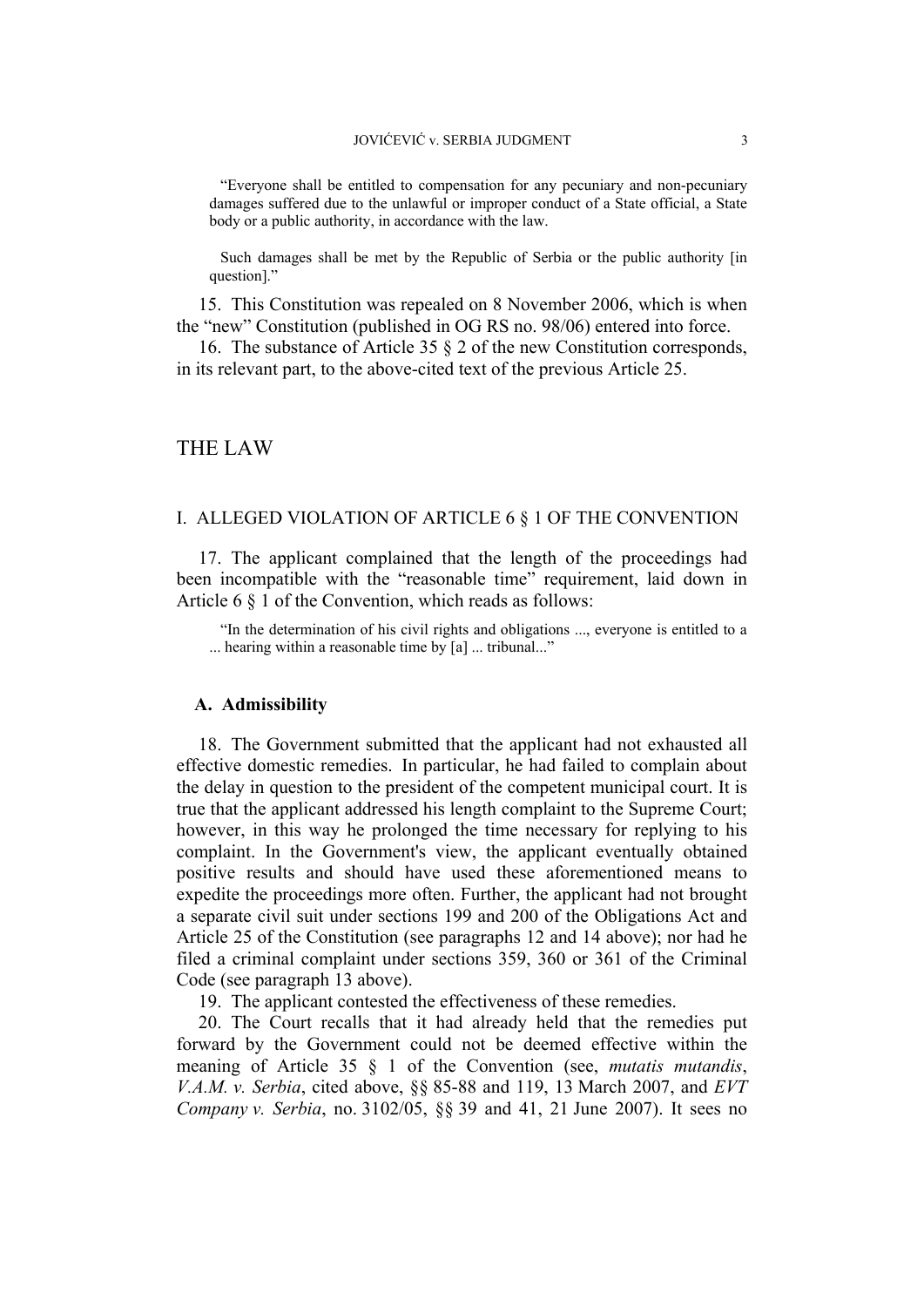> "Everyone shall be entitled to compensation for any pecuniary and non-pecuniary damages suffered due to the unlawful or improper conduct of a State official, a State body or a public authority, in accordance with the law.
>
> Such damages shall be met by the Republic of Serbia or the public authority [in question]."

15. This Constitution was repealed on 8 November 2006, which is when the "new" Constitution (published in OG RS no. 98/06) entered into force.

16. The substance of Article 35 § 2 of the new Constitution corresponds, in its relevant part, to the above-cited text of the previous Article 25.

# THE LAW

## I. ALLEGED VIOLATION OF ARTICLE 6 § 1 OF THE CONVENTION

17. The applicant complained that the length of the proceedings had been incompatible with the "reasonable time" requirement, laid down in Article 6 § 1 of the Convention, which reads as follows:

> "In the determination of his civil rights and obligations ..., everyone is entitled to a ... hearing within a reasonable time by [a] ... tribunal..."

### A. Admissibility

18. The Government submitted that the applicant had not exhausted all effective domestic remedies. In particular, he had failed to complain about the delay in question to the president of the competent municipal court. It is true that the applicant addressed his length complaint to the Supreme Court; however, in this way he prolonged the time necessary for replying to his complaint. In the Government's view, the applicant eventually obtained positive results and should have used these aforementioned means to expedite the proceedings more often. Further, the applicant had not brought a separate civil suit under sections 199 and 200 of the Obligations Act and Article 25 of the Constitution (see paragraphs 12 and 14 above); nor had he filed a criminal complaint under sections 359, 360 or 361 of the Criminal Code (see paragraph 13 above).

19. The applicant contested the effectiveness of these remedies.

20. The Court recalls that it had already held that the remedies put forward by the Government could not be deemed effective within the meaning of Article 35 § 1 of the Convention (see, *mutatis mutandis*, *V.A.M. v. Serbia*, cited above, §§ 85-88 and 119, 13 March 2007, and *EVT Company v. Serbia*, no. 3102/05, §§ 39 and 41, 21 June 2007). It sees no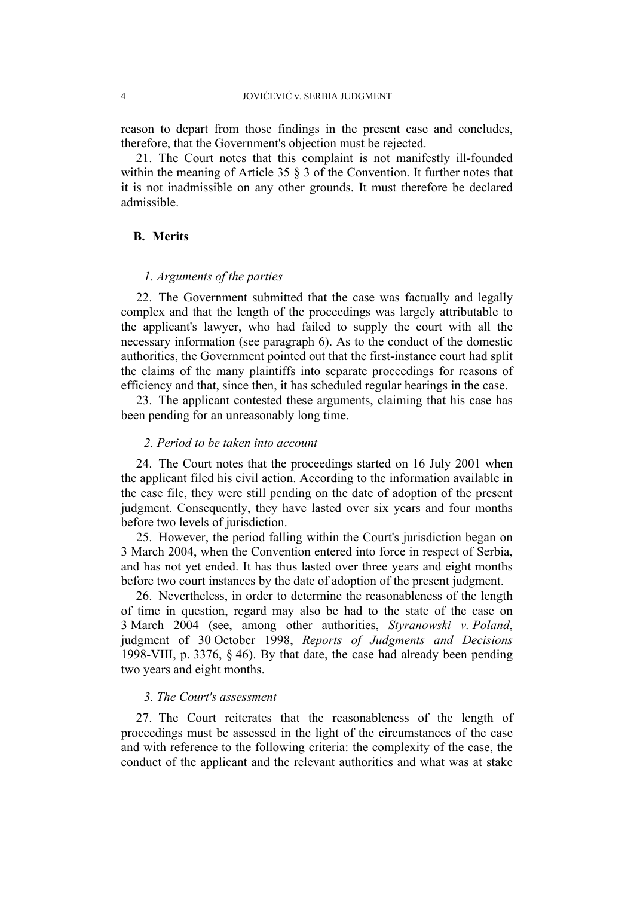reason to depart from those findings in the present case and concludes, therefore, that the Government's objection must be rejected.

21. The Court notes that this complaint is not manifestly ill-founded within the meaning of Article 35 § 3 of the Convention. It further notes that it is not inadmissible on any other grounds. It must therefore be declared admissible.

## B. Merits

### *1. Arguments of the parties*

22. The Government submitted that the case was factually and legally complex and that the length of the proceedings was largely attributable to the applicant's lawyer, who had failed to supply the court with all the necessary information (see paragraph 6). As to the conduct of the domestic authorities, the Government pointed out that the first-instance court had split the claims of the many plaintiffs into separate proceedings for reasons of efficiency and that, since then, it has scheduled regular hearings in the case.

23. The applicant contested these arguments, claiming that his case has been pending for an unreasonably long time.

### *2. Period to be taken into account*

24. The Court notes that the proceedings started on 16 July 2001 when the applicant filed his civil action. According to the information available in the case file, they were still pending on the date of adoption of the present judgment. Consequently, they have lasted over six years and four months before two levels of jurisdiction.

25. However, the period falling within the Court's jurisdiction began on 3 March 2004, when the Convention entered into force in respect of Serbia, and has not yet ended. It has thus lasted over three years and eight months before two court instances by the date of adoption of the present judgment.

26. Nevertheless, in order to determine the reasonableness of the length of time in question, regard may also be had to the state of the case on 3 March 2004 (see, among other authorities, *Styranowski v. Poland*, judgment of 30 October 1998, *Reports of Judgments and Decisions* 1998-VIII, p. 3376, § 46). By that date, the case had already been pending two years and eight months.

### *3. The Court's assessment*

27. The Court reiterates that the reasonableness of the length of proceedings must be assessed in the light of the circumstances of the case and with reference to the following criteria: the complexity of the case, the conduct of the applicant and the relevant authorities and what was at stake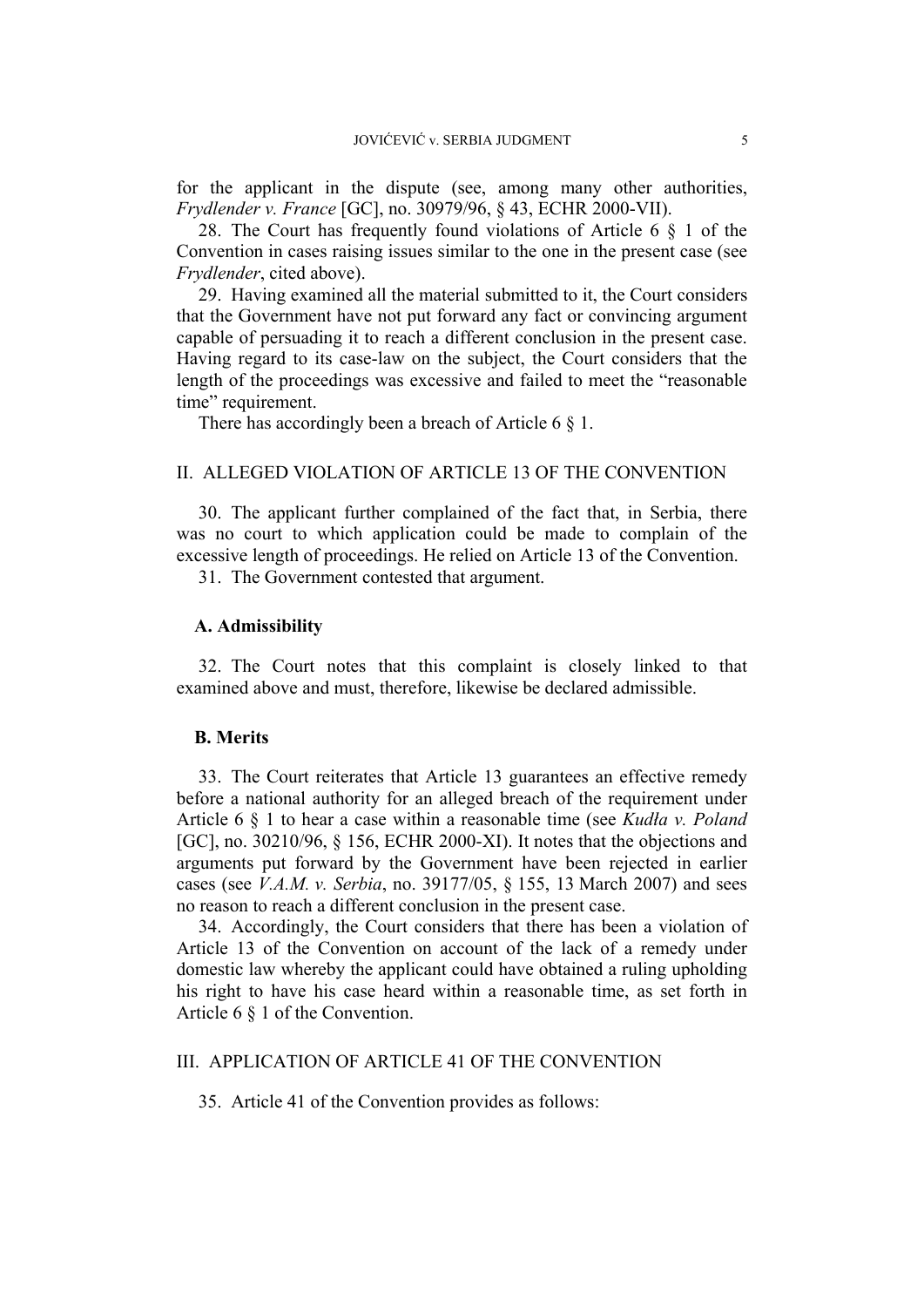for the applicant in the dispute (see, among many other authorities, *Frydlender v. France* [GC], no. 30979/96, § 43, ECHR 2000-VII).

28. The Court has frequently found violations of Article 6 § 1 of the Convention in cases raising issues similar to the one in the present case (see *Frydlender*, cited above).

29. Having examined all the material submitted to it, the Court considers that the Government have not put forward any fact or convincing argument capable of persuading it to reach a different conclusion in the present case. Having regard to its case-law on the subject, the Court considers that the length of the proceedings was excessive and failed to meet the "reasonable time" requirement.

There has accordingly been a breach of Article 6 § 1.

## II. ALLEGED VIOLATION OF ARTICLE 13 OF THE CONVENTION

30. The applicant further complained of the fact that, in Serbia, there was no court to which application could be made to complain of the excessive length of proceedings. He relied on Article 13 of the Convention.

31. The Government contested that argument.

### A. Admissibility

32. The Court notes that this complaint is closely linked to that examined above and must, therefore, likewise be declared admissible.

### B. Merits

33. The Court reiterates that Article 13 guarantees an effective remedy before a national authority for an alleged breach of the requirement under Article 6 § 1 to hear a case within a reasonable time (see *Kudła v. Poland* [GC], no. 30210/96, § 156, ECHR 2000-XI). It notes that the objections and arguments put forward by the Government have been rejected in earlier cases (see *V.A.M. v. Serbia*, no. 39177/05, § 155, 13 March 2007) and sees no reason to reach a different conclusion in the present case.

34. Accordingly, the Court considers that there has been a violation of Article 13 of the Convention on account of the lack of a remedy under domestic law whereby the applicant could have obtained a ruling upholding his right to have his case heard within a reasonable time, as set forth in Article 6 § 1 of the Convention.

## III. APPLICATION OF ARTICLE 41 OF THE CONVENTION

35. Article 41 of the Convention provides as follows: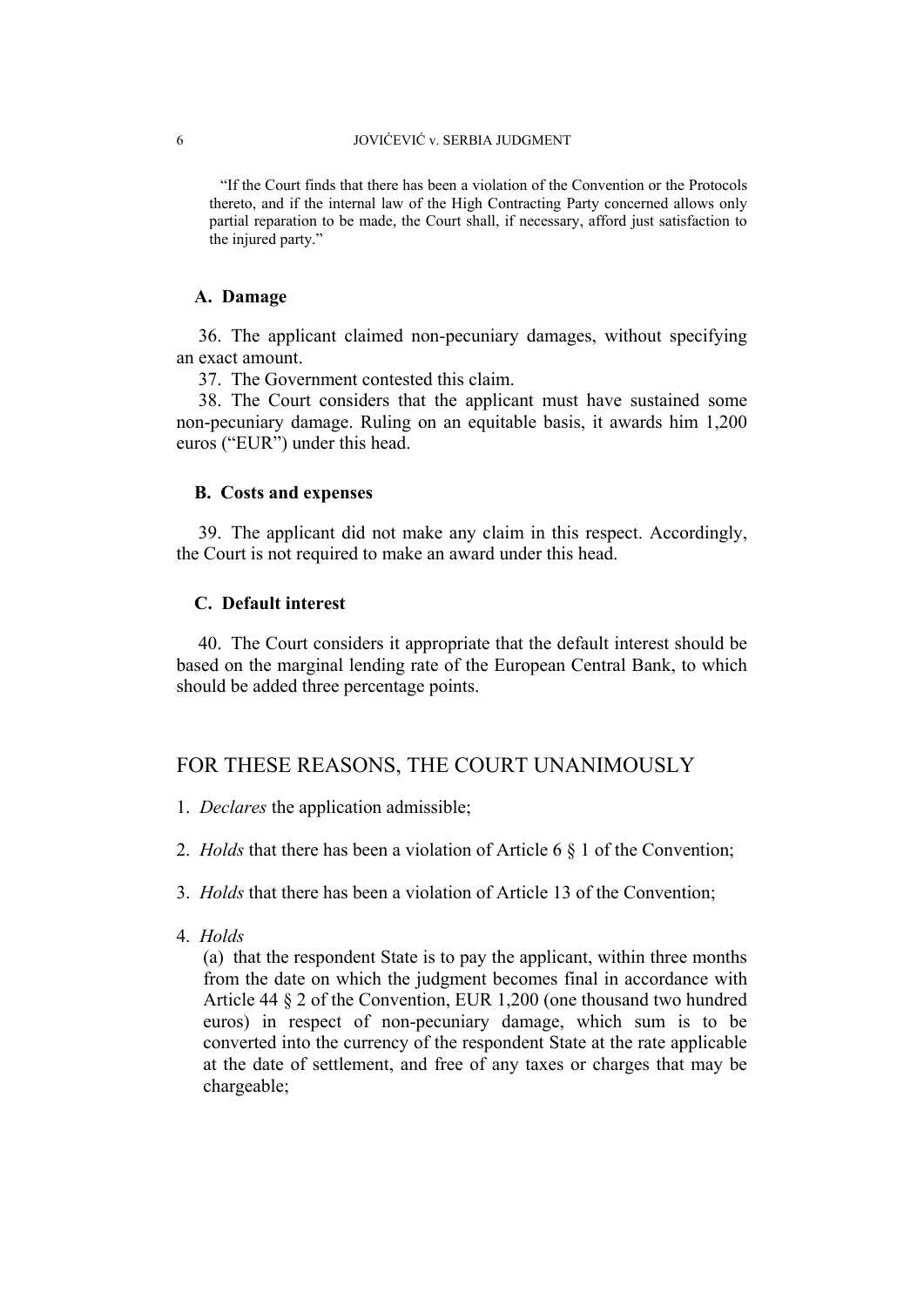> "If the Court finds that there has been a violation of the Convention or the Protocols thereto, and if the internal law of the High Contracting Party concerned allows only partial reparation to be made, the Court shall, if necessary, afford just satisfaction to the injured party."

### A. Damage

36. The applicant claimed non-pecuniary damages, without specifying an exact amount.

37. The Government contested this claim.

38. The Court considers that the applicant must have sustained some non-pecuniary damage. Ruling on an equitable basis, it awards him 1,200 euros ("EUR") under this head.

### B. Costs and expenses

39. The applicant did not make any claim in this respect. Accordingly, the Court is not required to make an award under this head.

### C. Default interest

40. The Court considers it appropriate that the default interest should be based on the marginal lending rate of the European Central Bank, to which should be added three percentage points.

## FOR THESE REASONS, THE COURT UNANIMOUSLY

1. *Declares* the application admissible;

2. *Holds* that there has been a violation of Article 6 § 1 of the Convention;

3. *Holds* that there has been a violation of Article 13 of the Convention;

4. *Holds*

   (a) that the respondent State is to pay the applicant, within three months from the date on which the judgment becomes final in accordance with Article 44 § 2 of the Convention, EUR 1,200 (one thousand two hundred euros) in respect of non-pecuniary damage, which sum is to be converted into the currency of the respondent State at the rate applicable at the date of settlement, and free of any taxes or charges that may be chargeable;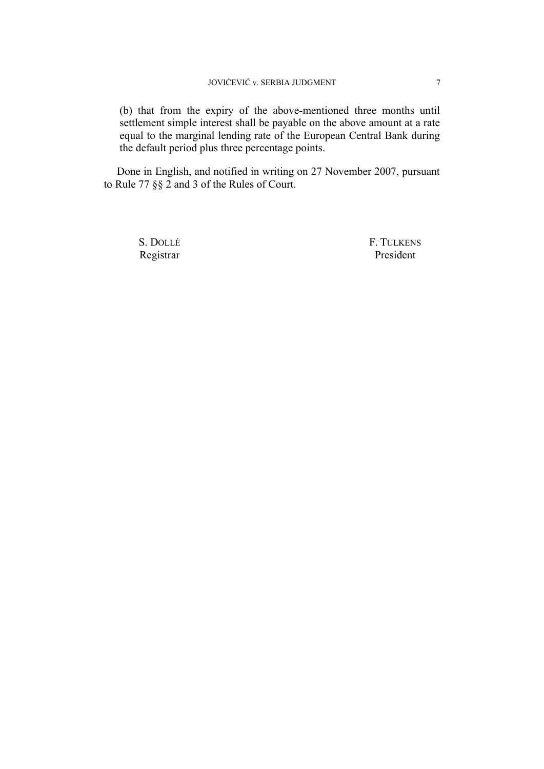(b) that from the expiry of the above-mentioned three months until settlement simple interest shall be payable on the above amount at a rate equal to the marginal lending rate of the European Central Bank during the default period plus three percentage points.

Done in English, and notified in writing on 27 November 2007, pursuant to Rule 77 §§ 2 and 3 of the Rules of Court.

| | |
|---|---|
| S. DOLLÉ<br>Registrar | F. TULKENS<br>President |